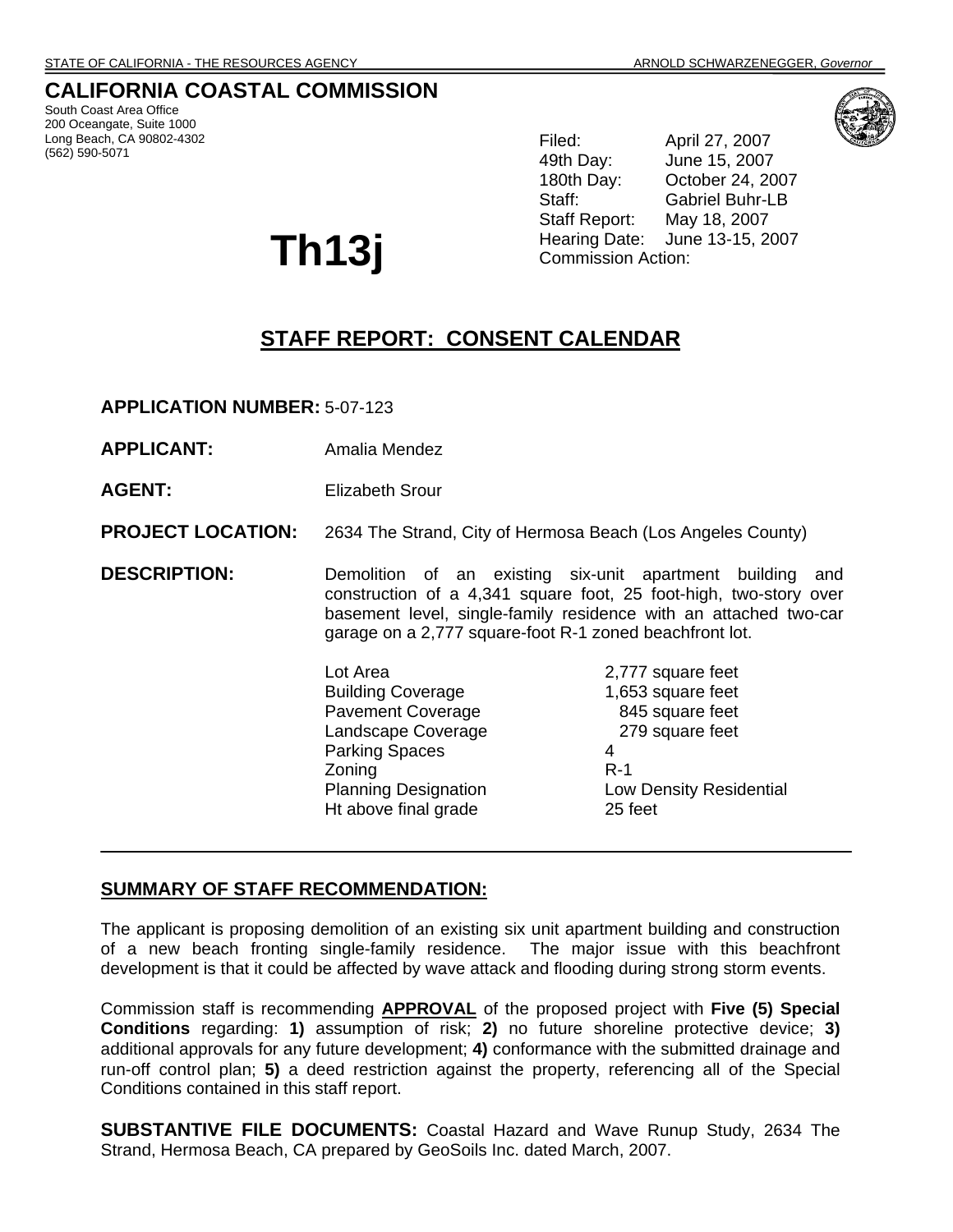STATE OF CALIFORNIA - THE RESOURCES AGENCY ARNOLD SCHWARZENEGGER, *Governor*

# CALIFORNIA COASTAL COMMISSION

South Coast Area Office
200 Oceangate, Suite 1000
Long Beach, CA 90802-4302
(562) 590-5071

| | |
|---|---|
| Filed: | April 27, 2007 |
| 49th Day: | June 15, 2007 |
| 180th Day: | October 24, 2007 |
| Staff: | Gabriel Buhr-LB |
| Staff Report: | May 18, 2007 |
| Hearing Date: | June 13-15, 2007 |
| Commission Action: | |

# Th13j

## STAFF REPORT: CONSENT CALENDAR

**APPLICATION NUMBER:** 5-07-123

**APPLICANT:** Amalia Mendez

**AGENT:** Elizabeth Srour

**PROJECT LOCATION:** 2634 The Strand, City of Hermosa Beach (Los Angeles County)

**DESCRIPTION:** Demolition of an existing six-unit apartment building and construction of a 4,341 square foot, 25 foot-high, two-story over basement level, single-family residence with an attached two-car garage on a 2,777 square-foot R-1 zoned beachfront lot.

| | |
|---|---|
| Lot Area | 2,777 square feet |
| Building Coverage | 1,653 square feet |
| Pavement Coverage | 845 square feet |
| Landscape Coverage | 279 square feet |
| Parking Spaces | 4 |
| Zoning | R-1 |
| Planning Designation | Low Density Residential |
| Ht above final grade | 25 feet |

---

**SUMMARY OF STAFF RECOMMENDATION:**

The applicant is proposing demolition of an existing six unit apartment building and construction of a new beach fronting single-family residence. The major issue with this beachfront development is that it could be affected by wave attack and flooding during strong storm events.

Commission staff is recommending **APPROVAL** of the proposed project with **Five (5) Special Conditions** regarding: **1)** assumption of risk; **2)** no future shoreline protective device; **3)** additional approvals for any future development; **4)** conformance with the submitted drainage and run-off control plan; **5)** a deed restriction against the property, referencing all of the Special Conditions contained in this staff report.

**SUBSTANTIVE FILE DOCUMENTS:** Coastal Hazard and Wave Runup Study, 2634 The Strand, Hermosa Beach, CA prepared by GeoSoils Inc. dated March, 2007.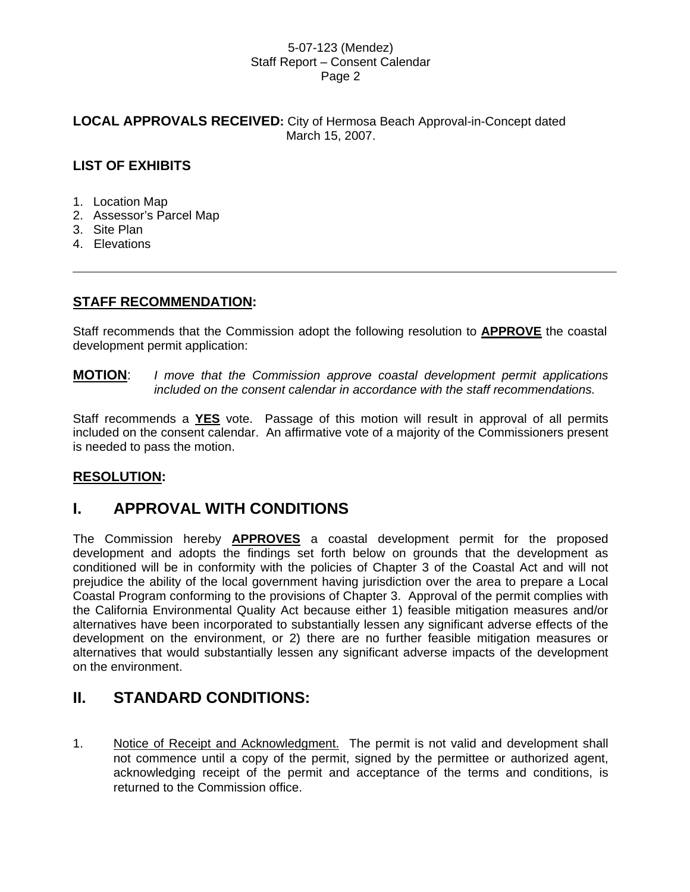**LOCAL APPROVALS RECEIVED:** City of Hermosa Beach Approval-in-Concept dated March 15, 2007.

**LIST OF EXHIBITS**

1. Location Map
2. Assessor's Parcel Map
3. Site Plan
4. Elevations

---

**STAFF RECOMMENDATION:**

Staff recommends that the Commission adopt the following resolution to **APPROVE** the coastal development permit application:

**MOTION**: *I move that the Commission approve coastal development permit applications included on the consent calendar in accordance with the staff recommendations.*

Staff recommends a **YES** vote. Passage of this motion will result in approval of all permits included on the consent calendar. An affirmative vote of a majority of the Commissioners present is needed to pass the motion.

**RESOLUTION:**

# I. APPROVAL WITH CONDITIONS

The Commission hereby **APPROVES** a coastal development permit for the proposed development and adopts the findings set forth below on grounds that the development as conditioned will be in conformity with the policies of Chapter 3 of the Coastal Act and will not prejudice the ability of the local government having jurisdiction over the area to prepare a Local Coastal Program conforming to the provisions of Chapter 3. Approval of the permit complies with the California Environmental Quality Act because either 1) feasible mitigation measures and/or alternatives have been incorporated to substantially lessen any significant adverse effects of the development on the environment, or 2) there are no further feasible mitigation measures or alternatives that would substantially lessen any significant adverse impacts of the development on the environment.

# II. STANDARD CONDITIONS:

1. Notice of Receipt and Acknowledgment. The permit is not valid and development shall not commence until a copy of the permit, signed by the permittee or authorized agent, acknowledging receipt of the permit and acceptance of the terms and conditions, is returned to the Commission office.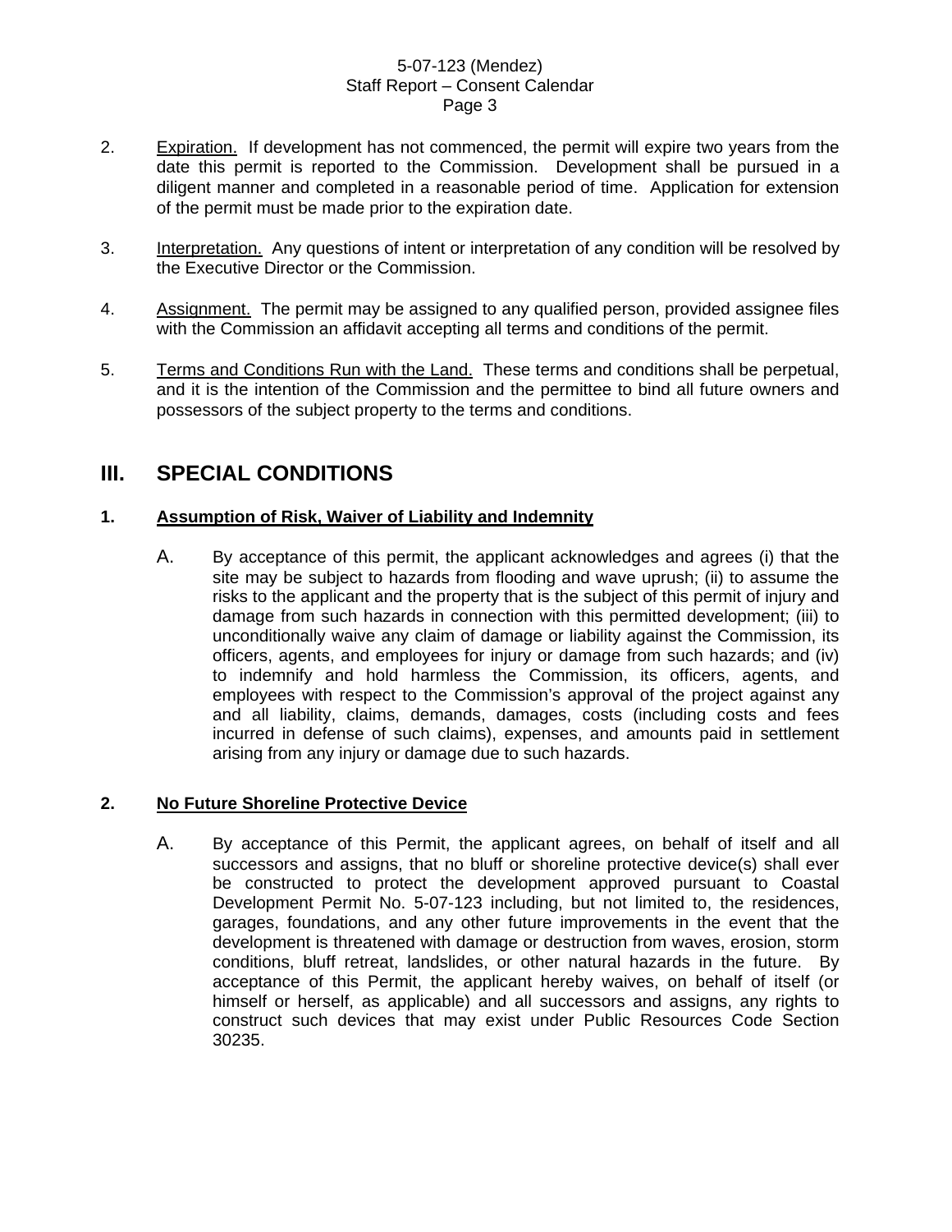2. <u>Expiration.</u> If development has not commenced, the permit will expire two years from the date this permit is reported to the Commission. Development shall be pursued in a diligent manner and completed in a reasonable period of time. Application for extension of the permit must be made prior to the expiration date.

3. <u>Interpretation.</u> Any questions of intent or interpretation of any condition will be resolved by the Executive Director or the Commission.

4. <u>Assignment.</u> The permit may be assigned to any qualified person, provided assignee files with the Commission an affidavit accepting all terms and conditions of the permit.

5. <u>Terms and Conditions Run with the Land.</u> These terms and conditions shall be perpetual, and it is the intention of the Commission and the permittee to bind all future owners and possessors of the subject property to the terms and conditions.

## III. SPECIAL CONDITIONS

### 1. Assumption of Risk, Waiver of Liability and Indemnity

A. By acceptance of this permit, the applicant acknowledges and agrees (i) that the site may be subject to hazards from flooding and wave uprush; (ii) to assume the risks to the applicant and the property that is the subject of this permit of injury and damage from such hazards in connection with this permitted development; (iii) to unconditionally waive any claim of damage or liability against the Commission, its officers, agents, and employees for injury or damage from such hazards; and (iv) to indemnify and hold harmless the Commission, its officers, agents, and employees with respect to the Commission's approval of the project against any and all liability, claims, demands, damages, costs (including costs and fees incurred in defense of such claims), expenses, and amounts paid in settlement arising from any injury or damage due to such hazards.

### 2. No Future Shoreline Protective Device

A. By acceptance of this Permit, the applicant agrees, on behalf of itself and all successors and assigns, that no bluff or shoreline protective device(s) shall ever be constructed to protect the development approved pursuant to Coastal Development Permit No. 5-07-123 including, but not limited to, the residences, garages, foundations, and any other future improvements in the event that the development is threatened with damage or destruction from waves, erosion, storm conditions, bluff retreat, landslides, or other natural hazards in the future. By acceptance of this Permit, the applicant hereby waives, on behalf of itself (or himself or herself, as applicable) and all successors and assigns, any rights to construct such devices that may exist under Public Resources Code Section 30235.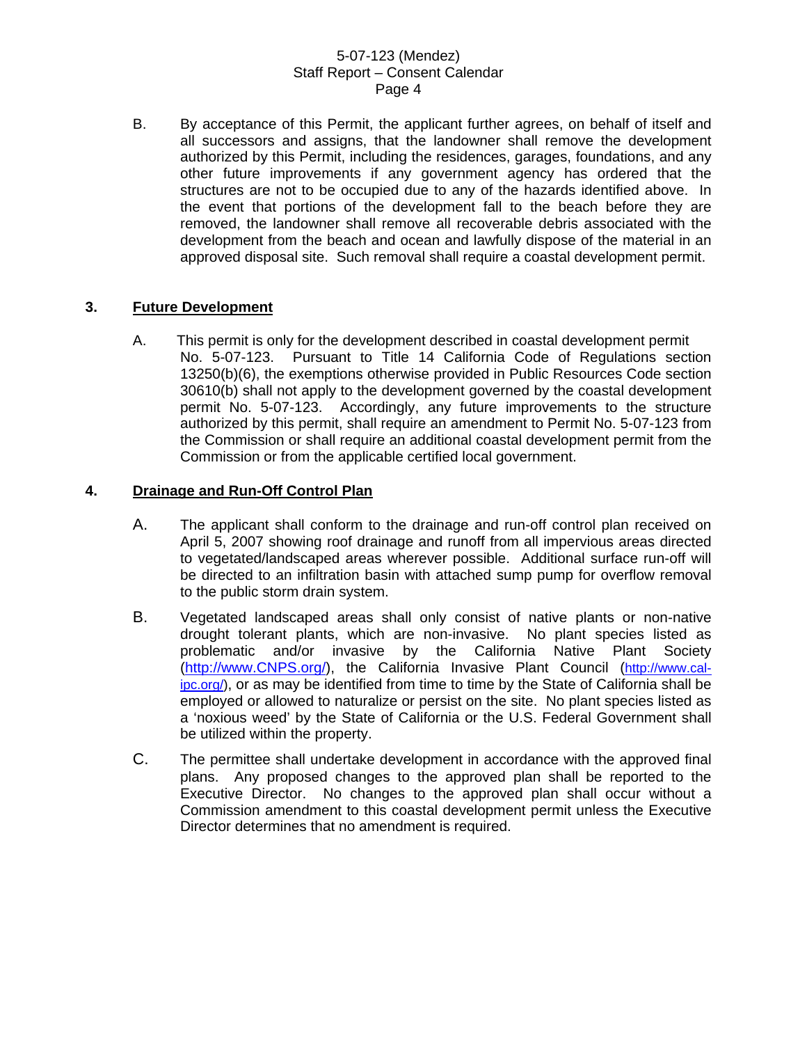B. By acceptance of this Permit, the applicant further agrees, on behalf of itself and all successors and assigns, that the landowner shall remove the development authorized by this Permit, including the residences, garages, foundations, and any other future improvements if any government agency has ordered that the structures are not to be occupied due to any of the hazards identified above. In the event that portions of the development fall to the beach before they are removed, the landowner shall remove all recoverable debris associated with the development from the beach and ocean and lawfully dispose of the material in an approved disposal site. Such removal shall require a coastal development permit.

## 3. Future Development

A. This permit is only for the development described in coastal development permit No. 5-07-123. Pursuant to Title 14 California Code of Regulations section 13250(b)(6), the exemptions otherwise provided in Public Resources Code section 30610(b) shall not apply to the development governed by the coastal development permit No. 5-07-123. Accordingly, any future improvements to the structure authorized by this permit, shall require an amendment to Permit No. 5-07-123 from the Commission or shall require an additional coastal development permit from the Commission or from the applicable certified local government.

## 4. Drainage and Run-Off Control Plan

A. The applicant shall conform to the drainage and run-off control plan received on April 5, 2007 showing roof drainage and runoff from all impervious areas directed to vegetated/landscaped areas wherever possible. Additional surface run-off will be directed to an infiltration basin with attached sump pump for overflow removal to the public storm drain system.

B. Vegetated landscaped areas shall only consist of native plants or non-native drought tolerant plants, which are non-invasive. No plant species listed as problematic and/or invasive by the California Native Plant Society (http://www.CNPS.org/), the California Invasive Plant Council (http://www.cal-ipc.org/), or as may be identified from time to time by the State of California shall be employed or allowed to naturalize or persist on the site. No plant species listed as a 'noxious weed' by the State of California or the U.S. Federal Government shall be utilized within the property.

C. The permittee shall undertake development in accordance with the approved final plans. Any proposed changes to the approved plan shall be reported to the Executive Director. No changes to the approved plan shall occur without a Commission amendment to this coastal development permit unless the Executive Director determines that no amendment is required.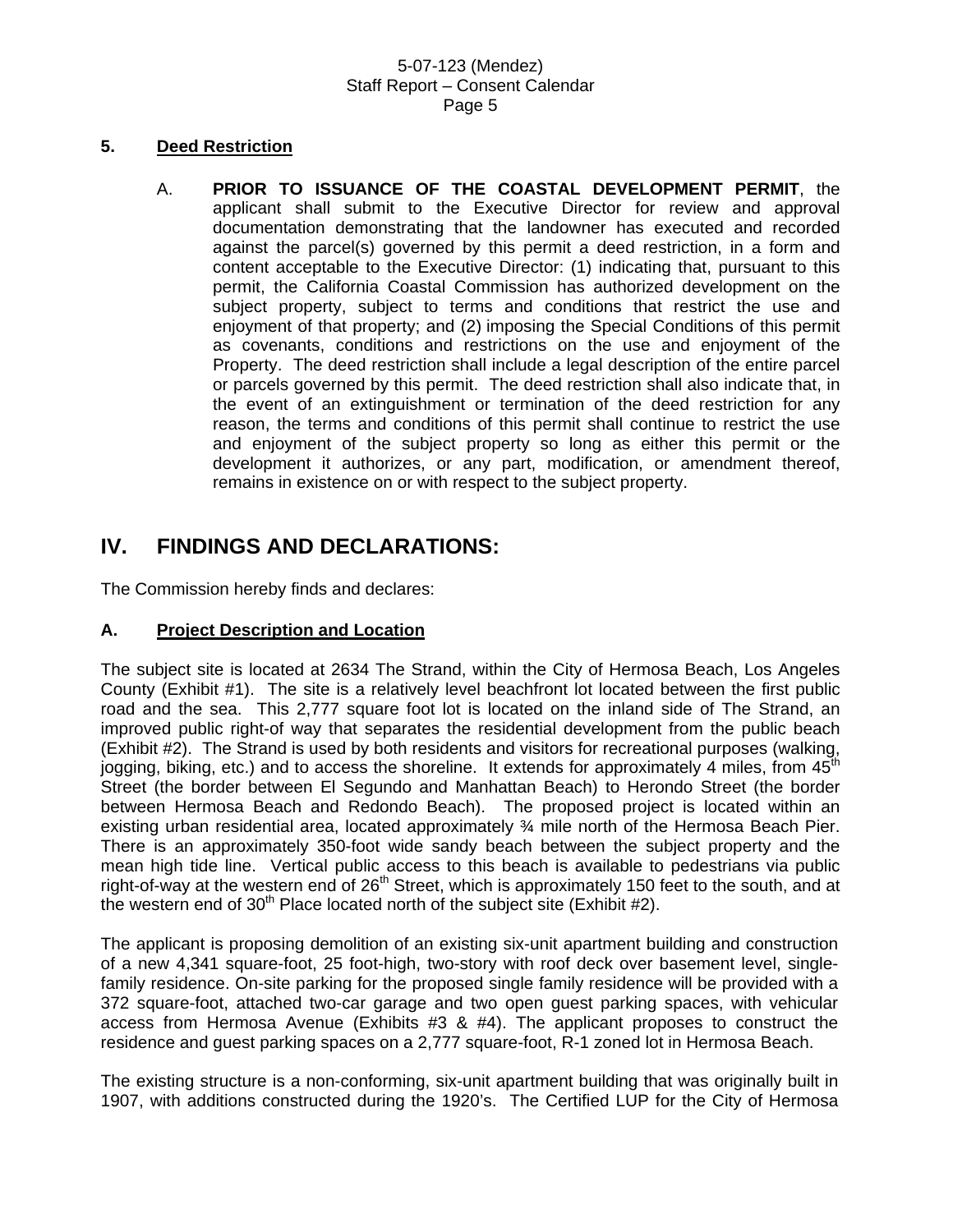**5. Deed Restriction**

A. **PRIOR TO ISSUANCE OF THE COASTAL DEVELOPMENT PERMIT**, the applicant shall submit to the Executive Director for review and approval documentation demonstrating that the landowner has executed and recorded against the parcel(s) governed by this permit a deed restriction, in a form and content acceptable to the Executive Director: (1) indicating that, pursuant to this permit, the California Coastal Commission has authorized development on the subject property, subject to terms and conditions that restrict the use and enjoyment of that property; and (2) imposing the Special Conditions of this permit as covenants, conditions and restrictions on the use and enjoyment of the Property. The deed restriction shall include a legal description of the entire parcel or parcels governed by this permit. The deed restriction shall also indicate that, in the event of an extinguishment or termination of the deed restriction for any reason, the terms and conditions of this permit shall continue to restrict the use and enjoyment of the subject property so long as either this permit or the development it authorizes, or any part, modification, or amendment thereof, remains in existence on or with respect to the subject property.

# IV. FINDINGS AND DECLARATIONS:

The Commission hereby finds and declares:

## A. Project Description and Location

The subject site is located at 2634 The Strand, within the City of Hermosa Beach, Los Angeles County (Exhibit #1). The site is a relatively level beachfront lot located between the first public road and the sea. This 2,777 square foot lot is located on the inland side of The Strand, an improved public right-of way that separates the residential development from the public beach (Exhibit #2). The Strand is used by both residents and visitors for recreational purposes (walking, jogging, biking, etc.) and to access the shoreline. It extends for approximately 4 miles, from 45th Street (the border between El Segundo and Manhattan Beach) to Herondo Street (the border between Hermosa Beach and Redondo Beach). The proposed project is located within an existing urban residential area, located approximately ¾ mile north of the Hermosa Beach Pier. There is an approximately 350-foot wide sandy beach between the subject property and the mean high tide line. Vertical public access to this beach is available to pedestrians via public right-of-way at the western end of 26th Street, which is approximately 150 feet to the south, and at the western end of 30th Place located north of the subject site (Exhibit #2).

The applicant is proposing demolition of an existing six-unit apartment building and construction of a new 4,341 square-foot, 25 foot-high, two-story with roof deck over basement level, single-family residence. On-site parking for the proposed single family residence will be provided with a 372 square-foot, attached two-car garage and two open guest parking spaces, with vehicular access from Hermosa Avenue (Exhibits #3 & #4). The applicant proposes to construct the residence and guest parking spaces on a 2,777 square-foot, R-1 zoned lot in Hermosa Beach.

The existing structure is a non-conforming, six-unit apartment building that was originally built in 1907, with additions constructed during the 1920's. The Certified LUP for the City of Hermosa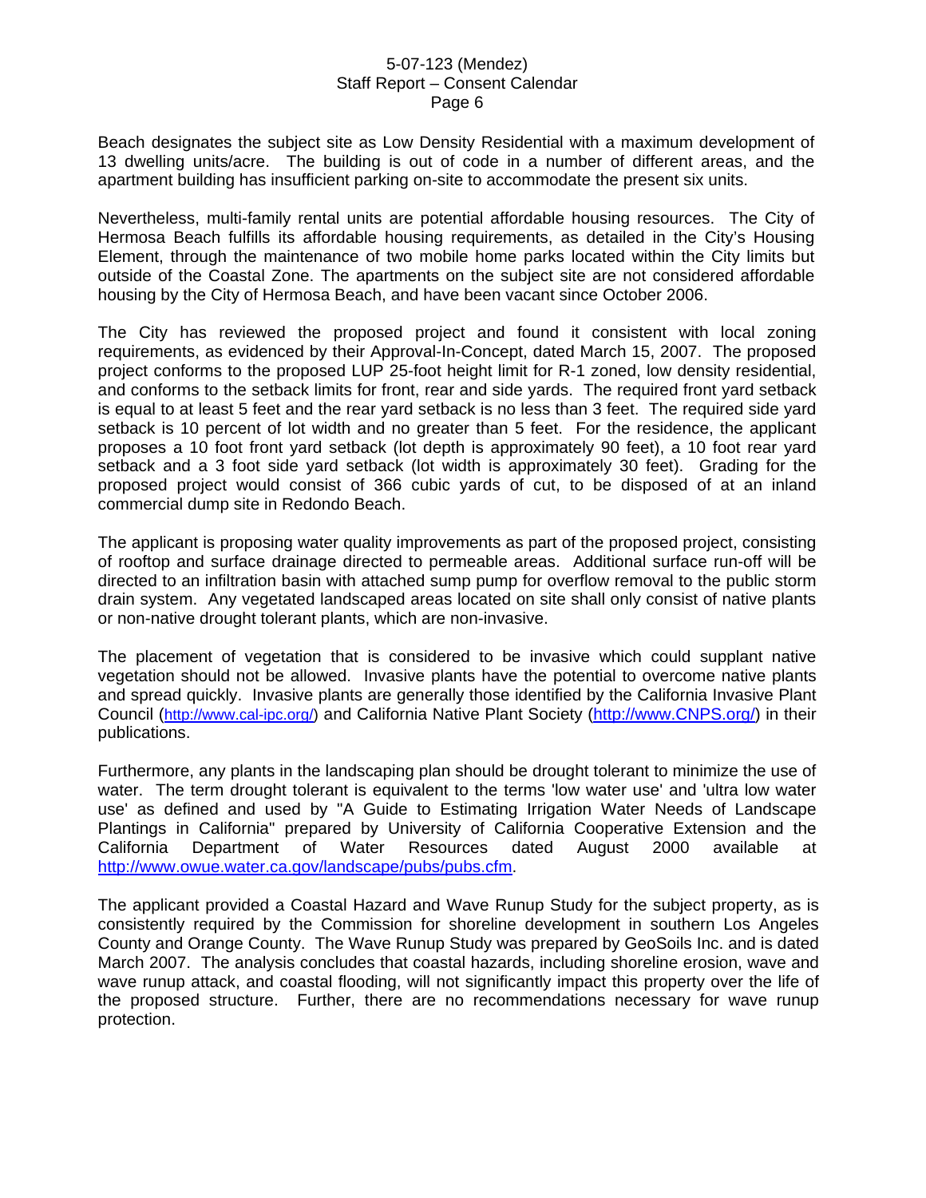Beach designates the subject site as Low Density Residential with a maximum development of 13 dwelling units/acre. The building is out of code in a number of different areas, and the apartment building has insufficient parking on-site to accommodate the present six units.

Nevertheless, multi-family rental units are potential affordable housing resources. The City of Hermosa Beach fulfills its affordable housing requirements, as detailed in the City's Housing Element, through the maintenance of two mobile home parks located within the City limits but outside of the Coastal Zone. The apartments on the subject site are not considered affordable housing by the City of Hermosa Beach, and have been vacant since October 2006.

The City has reviewed the proposed project and found it consistent with local zoning requirements, as evidenced by their Approval-In-Concept, dated March 15, 2007. The proposed project conforms to the proposed LUP 25-foot height limit for R-1 zoned, low density residential, and conforms to the setback limits for front, rear and side yards. The required front yard setback is equal to at least 5 feet and the rear yard setback is no less than 3 feet. The required side yard setback is 10 percent of lot width and no greater than 5 feet. For the residence, the applicant proposes a 10 foot front yard setback (lot depth is approximately 90 feet), a 10 foot rear yard setback and a 3 foot side yard setback (lot width is approximately 30 feet). Grading for the proposed project would consist of 366 cubic yards of cut, to be disposed of at an inland commercial dump site in Redondo Beach.

The applicant is proposing water quality improvements as part of the proposed project, consisting of rooftop and surface drainage directed to permeable areas. Additional surface run-off will be directed to an infiltration basin with attached sump pump for overflow removal to the public storm drain system. Any vegetated landscaped areas located on site shall only consist of native plants or non-native drought tolerant plants, which are non-invasive.

The placement of vegetation that is considered to be invasive which could supplant native vegetation should not be allowed. Invasive plants have the potential to overcome native plants and spread quickly. Invasive plants are generally those identified by the California Invasive Plant Council (http://www.cal-ipc.org/) and California Native Plant Society (http://www.CNPS.org/) in their publications.

Furthermore, any plants in the landscaping plan should be drought tolerant to minimize the use of water. The term drought tolerant is equivalent to the terms 'low water use' and 'ultra low water use' as defined and used by "A Guide to Estimating Irrigation Water Needs of Landscape Plantings in California" prepared by University of California Cooperative Extension and the California Department of Water Resources dated August 2000 available at http://www.owue.water.ca.gov/landscape/pubs/pubs.cfm.

The applicant provided a Coastal Hazard and Wave Runup Study for the subject property, as is consistently required by the Commission for shoreline development in southern Los Angeles County and Orange County. The Wave Runup Study was prepared by GeoSoils Inc. and is dated March 2007. The analysis concludes that coastal hazards, including shoreline erosion, wave and wave runup attack, and coastal flooding, will not significantly impact this property over the life of the proposed structure. Further, there are no recommendations necessary for wave runup protection.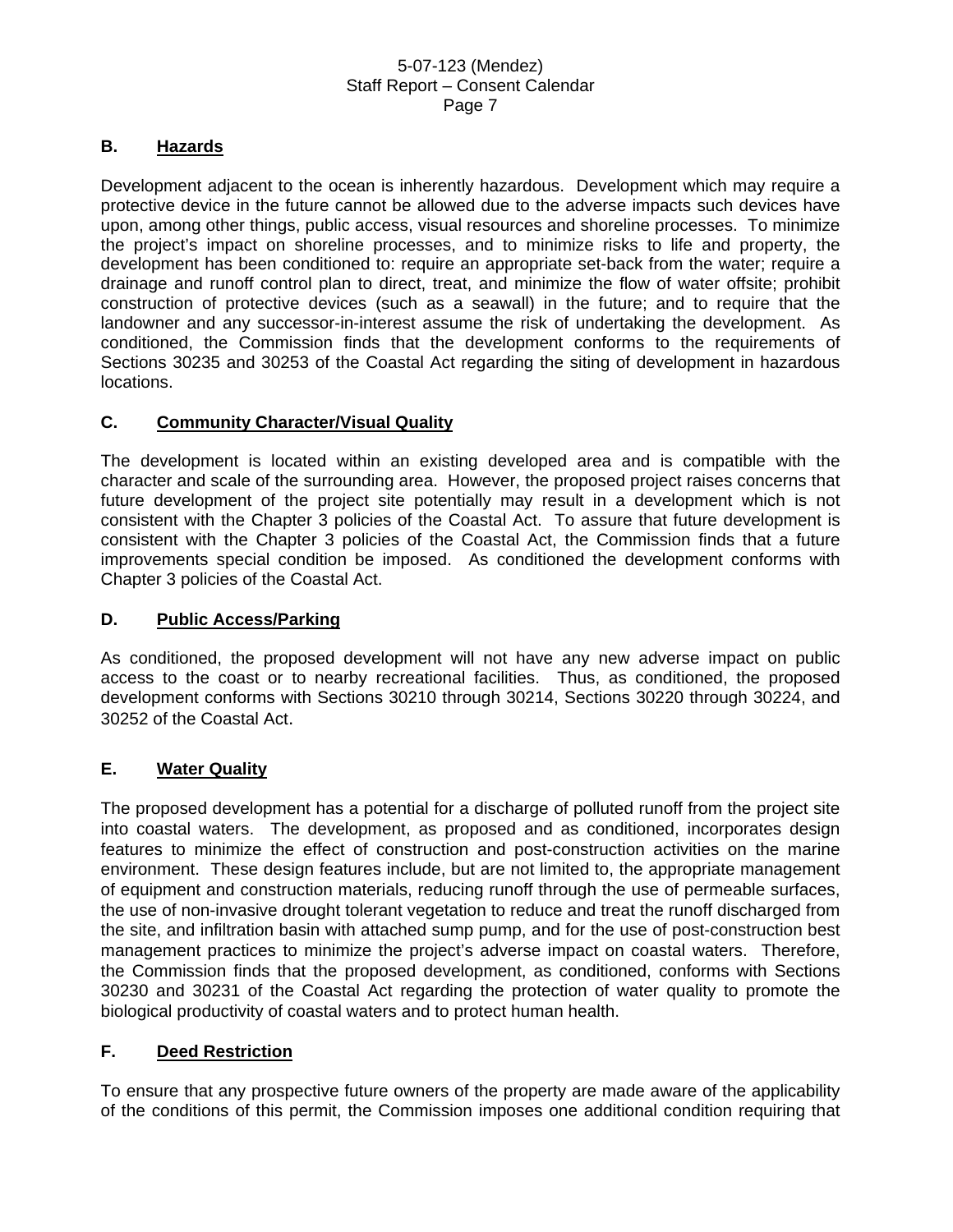### B. Hazards

Development adjacent to the ocean is inherently hazardous. Development which may require a protective device in the future cannot be allowed due to the adverse impacts such devices have upon, among other things, public access, visual resources and shoreline processes. To minimize the project's impact on shoreline processes, and to minimize risks to life and property, the development has been conditioned to: require an appropriate set-back from the water; require a drainage and runoff control plan to direct, treat, and minimize the flow of water offsite; prohibit construction of protective devices (such as a seawall) in the future; and to require that the landowner and any successor-in-interest assume the risk of undertaking the development. As conditioned, the Commission finds that the development conforms to the requirements of Sections 30235 and 30253 of the Coastal Act regarding the siting of development in hazardous locations.

### C. Community Character/Visual Quality

The development is located within an existing developed area and is compatible with the character and scale of the surrounding area. However, the proposed project raises concerns that future development of the project site potentially may result in a development which is not consistent with the Chapter 3 policies of the Coastal Act. To assure that future development is consistent with the Chapter 3 policies of the Coastal Act, the Commission finds that a future improvements special condition be imposed. As conditioned the development conforms with Chapter 3 policies of the Coastal Act.

### D. Public Access/Parking

As conditioned, the proposed development will not have any new adverse impact on public access to the coast or to nearby recreational facilities. Thus, as conditioned, the proposed development conforms with Sections 30210 through 30214, Sections 30220 through 30224, and 30252 of the Coastal Act.

### E. Water Quality

The proposed development has a potential for a discharge of polluted runoff from the project site into coastal waters. The development, as proposed and as conditioned, incorporates design features to minimize the effect of construction and post-construction activities on the marine environment. These design features include, but are not limited to, the appropriate management of equipment and construction materials, reducing runoff through the use of permeable surfaces, the use of non-invasive drought tolerant vegetation to reduce and treat the runoff discharged from the site, and infiltration basin with attached sump pump, and for the use of post-construction best management practices to minimize the project's adverse impact on coastal waters. Therefore, the Commission finds that the proposed development, as conditioned, conforms with Sections 30230 and 30231 of the Coastal Act regarding the protection of water quality to promote the biological productivity of coastal waters and to protect human health.

### F. Deed Restriction

To ensure that any prospective future owners of the property are made aware of the applicability of the conditions of this permit, the Commission imposes one additional condition requiring that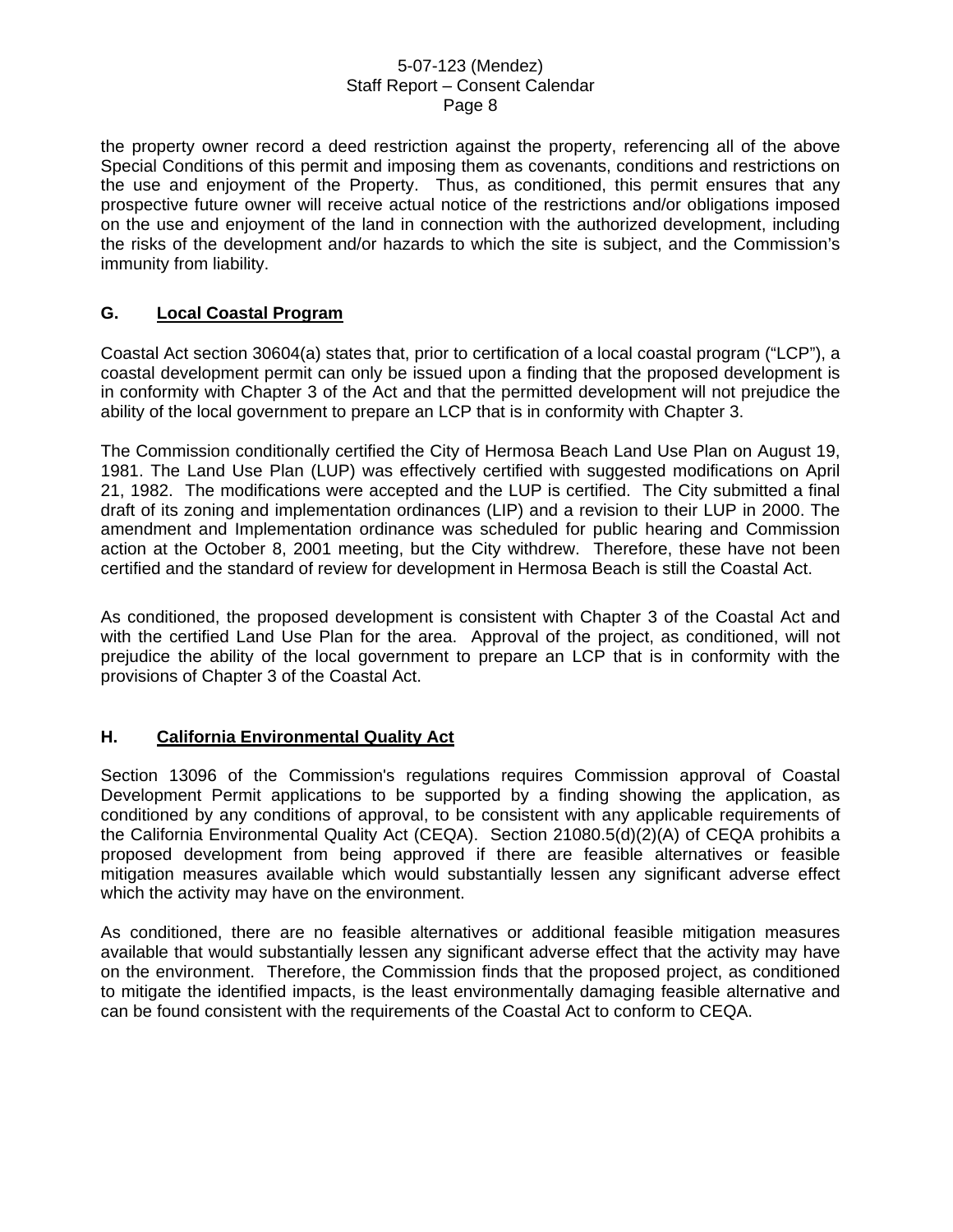the property owner record a deed restriction against the property, referencing all of the above Special Conditions of this permit and imposing them as covenants, conditions and restrictions on the use and enjoyment of the Property. Thus, as conditioned, this permit ensures that any prospective future owner will receive actual notice of the restrictions and/or obligations imposed on the use and enjoyment of the land in connection with the authorized development, including the risks of the development and/or hazards to which the site is subject, and the Commission's immunity from liability.

## G. Local Coastal Program

Coastal Act section 30604(a) states that, prior to certification of a local coastal program ("LCP"), a coastal development permit can only be issued upon a finding that the proposed development is in conformity with Chapter 3 of the Act and that the permitted development will not prejudice the ability of the local government to prepare an LCP that is in conformity with Chapter 3.

The Commission conditionally certified the City of Hermosa Beach Land Use Plan on August 19, 1981. The Land Use Plan (LUP) was effectively certified with suggested modifications on April 21, 1982. The modifications were accepted and the LUP is certified. The City submitted a final draft of its zoning and implementation ordinances (LIP) and a revision to their LUP in 2000. The amendment and Implementation ordinance was scheduled for public hearing and Commission action at the October 8, 2001 meeting, but the City withdrew. Therefore, these have not been certified and the standard of review for development in Hermosa Beach is still the Coastal Act.

As conditioned, the proposed development is consistent with Chapter 3 of the Coastal Act and with the certified Land Use Plan for the area. Approval of the project, as conditioned, will not prejudice the ability of the local government to prepare an LCP that is in conformity with the provisions of Chapter 3 of the Coastal Act.

## H. California Environmental Quality Act

Section 13096 of the Commission's regulations requires Commission approval of Coastal Development Permit applications to be supported by a finding showing the application, as conditioned by any conditions of approval, to be consistent with any applicable requirements of the California Environmental Quality Act (CEQA). Section 21080.5(d)(2)(A) of CEQA prohibits a proposed development from being approved if there are feasible alternatives or feasible mitigation measures available which would substantially lessen any significant adverse effect which the activity may have on the environment.

As conditioned, there are no feasible alternatives or additional feasible mitigation measures available that would substantially lessen any significant adverse effect that the activity may have on the environment. Therefore, the Commission finds that the proposed project, as conditioned to mitigate the identified impacts, is the least environmentally damaging feasible alternative and can be found consistent with the requirements of the Coastal Act to conform to CEQA.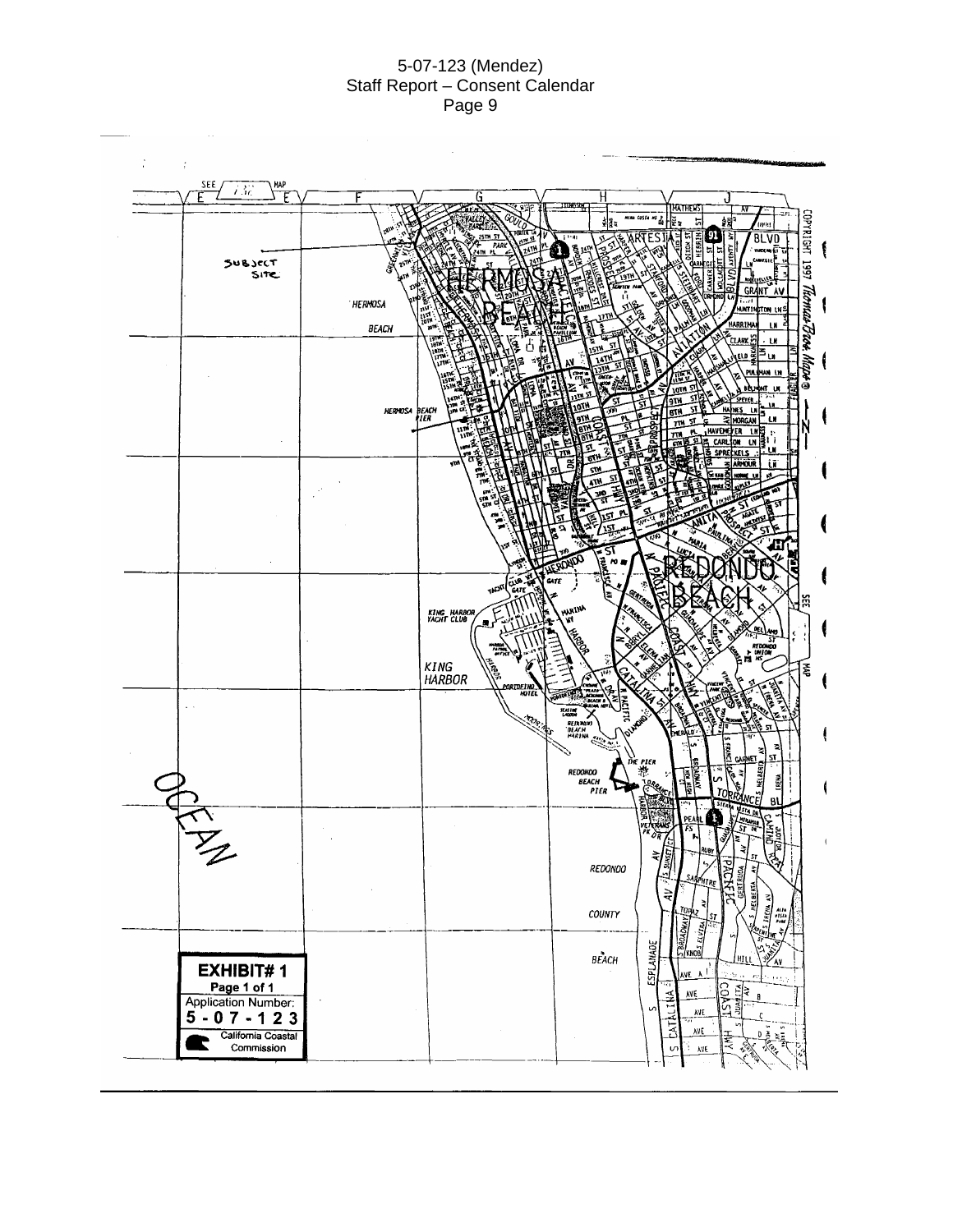**EXHIBIT# 1**

**Page 1 of 1**

Application Number:

**5-07-123**

California Coastal Commission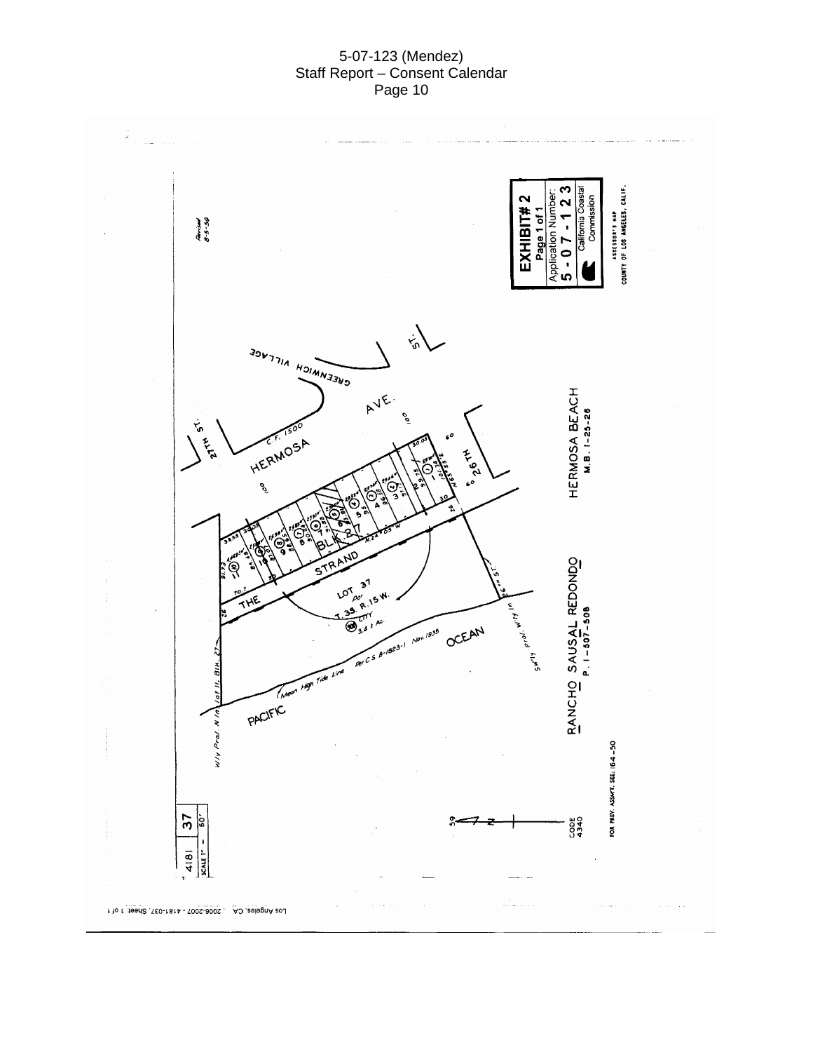EXHIBIT# 2
Page 1 of 1
Application Number:
5 - 0 7 - 1 2 3
California Coastal Commission

ASSESSOR'S MAP
COUNTY OF LOS ANGELES, CALIF.

Revised 8-5-59

GREENWICH VILLAGE

27TH ST.

ST.

HERMOSA AVE.

C.F. 1500

26TH

THE STRAND

BLK 27

N.24°05'W

LOT 37
Por
T.3S. R.15W.
CITY
3.4 ± Ac.

PACIFIC

OCEAN

Mean High Tide Line Per C.S. B-1823-1 Nov. 1935

W'ly Prol. N. ln. Lot 11, Blk 27

SW'ly Prol. W'ly ln 26th St.

HERMOSA BEACH
M.B. 1-25-26

RANCHO SAUSAL REDONDO
P. 1-507-508

4181 | 37
SCALE 1" = 60'

CODE 4340

FOR PREV. ASSMT. SEE: 164-50

Los Angeles, CA 2006-2007 - 4181-037, Sheet 1 of 1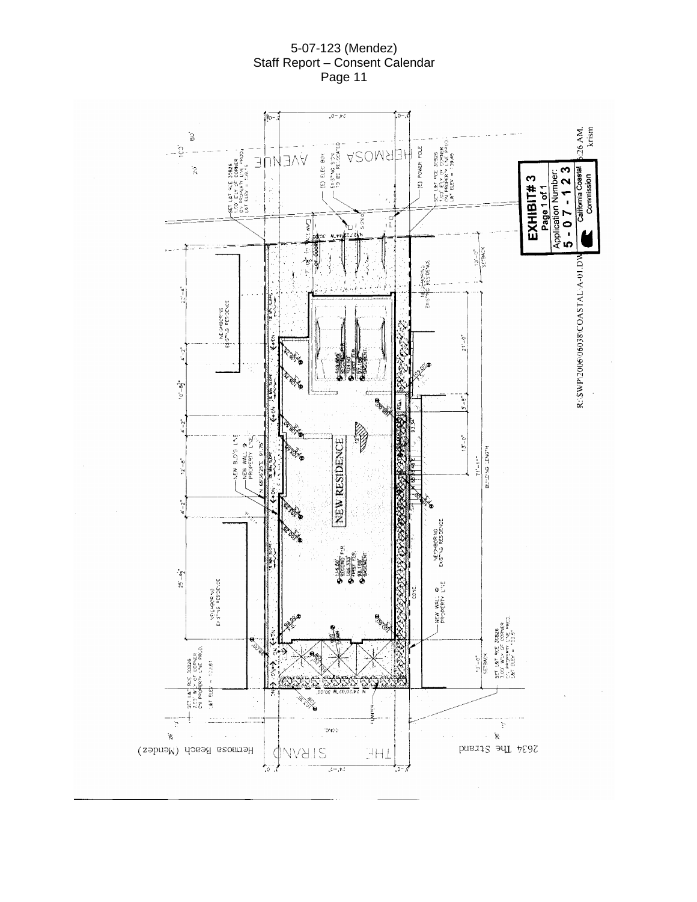**EXHIBIT # 3**
Page 1 of 1
Application Number:
**5-07-123**
California Coastal Commission

HERMOSA AVENUE

THE STRAND

NEW RESIDENCE

NEIGHBORING EXISTING RESIDENCE

2634 The Strand

Hermosa Beach (Mendez)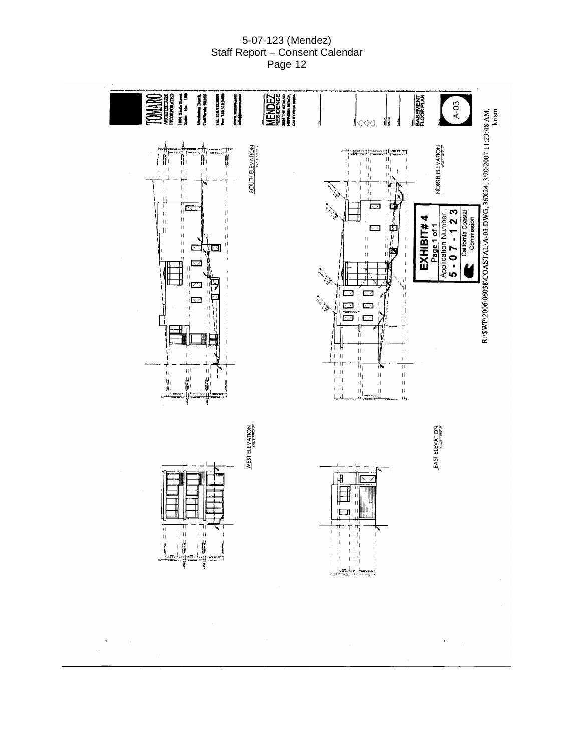SOUTH ELEVATION

NORTH ELEVATION

WEST ELEVATION

EAST ELEVATION

TOMARO ARCHITECTURE INCORPORATED

MENDEZ RESIDENCE

BASEMENT FLOOR PLAN

A-03

**EXHIBIT # 4**
Page 1 of 1
Application Number:
**5-07-123**
California Coastal Commission

R:\SWP\2006\06038\COASTAL\A-03.DWG, 36X24, 3/20/2007 11:23:48 AM, krism